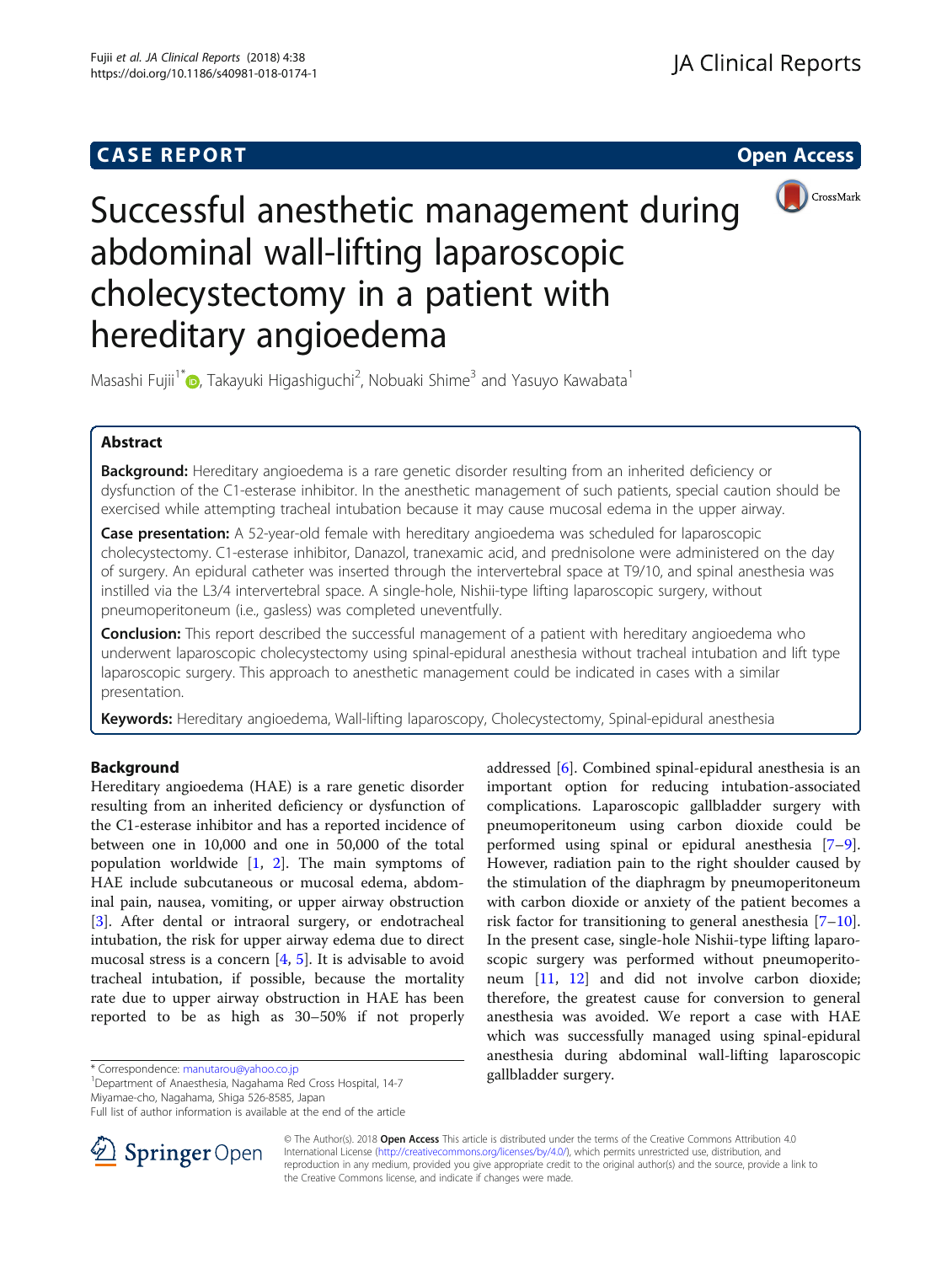CASE REPORT

Open Access

# Successful anesthetic management during abdominal wall-lifting laparoscopic cholecystectomy in a patient with hereditary angioedema

Masashi Fujii[1*], Takayuki Higashiguchi[2], Nobuaki Shime[3] and Yasuyo Kawabata[1]

## Abstract

**Background:** Hereditary angioedema is a rare genetic disorder resulting from an inherited deficiency or dysfunction of the C1-esterase inhibitor. In the anesthetic management of such patients, special caution should be exercised while attempting tracheal intubation because it may cause mucosal edema in the upper airway.

**Case presentation:** A 52-year-old female with hereditary angioedema was scheduled for laparoscopic cholecystectomy. C1-esterase inhibitor, Danazol, tranexamic acid, and prednisolone were administered on the day of surgery. An epidural catheter was inserted through the intervertebral space at T9/10, and spinal anesthesia was instilled via the L3/4 intervertebral space. A single-hole, Nishii-type lifting laparoscopic surgery, without pneumoperitoneum (i.e., gasless) was completed uneventfully.

**Conclusion:** This report described the successful management of a patient with hereditary angioedema who underwent laparoscopic cholecystectomy using spinal-epidural anesthesia without tracheal intubation and lift type laparoscopic surgery. This approach to anesthetic management could be indicated in cases with a similar presentation.

**Keywords:** Hereditary angioedema, Wall-lifting laparoscopy, Cholecystectomy, Spinal-epidural anesthesia

## Background

Hereditary angioedema (HAE) is a rare genetic disorder resulting from an inherited deficiency or dysfunction of the C1-esterase inhibitor and has a reported incidence of between one in 10,000 and one in 50,000 of the total population worldwide [1, 2]. The main symptoms of HAE include subcutaneous or mucosal edema, abdominal pain, nausea, vomiting, or upper airway obstruction [3]. After dental or intraoral surgery, or endotracheal intubation, the risk for upper airway edema due to direct mucosal stress is a concern [4, 5]. It is advisable to avoid tracheal intubation, if possible, because the mortality rate due to upper airway obstruction in HAE has been reported to be as high as 30–50% if not properly addressed [6]. Combined spinal-epidural anesthesia is an important option for reducing intubation-associated complications. Laparoscopic gallbladder surgery with pneumoperitoneum using carbon dioxide could be performed using spinal or epidural anesthesia [7–9]. However, radiation pain to the right shoulder caused by the stimulation of the diaphragm by pneumoperitoneum with carbon dioxide or anxiety of the patient becomes a risk factor for transitioning to general anesthesia [7–10]. In the present case, single-hole Nishii-type lifting laparoscopic surgery was performed without pneumoperitoneum [11, 12] and did not involve carbon dioxide; therefore, the greatest cause for conversion to general anesthesia was avoided. We report a case with HAE which was successfully managed using spinal-epidural anesthesia during abdominal wall-lifting laparoscopic gallbladder surgery.

* Correspondence: manutarou@yahoo.co.jp
[1]Department of Anaesthesia, Nagahama Red Cross Hospital, 14-7 Miyamae-cho, Nagahama, Shiga 526-8585, Japan
Full list of author information is available at the end of the article

© The Author(s). 2018 **Open Access** This article is distributed under the terms of the Creative Commons Attribution 4.0 International License (http://creativecommons.org/licenses/by/4.0/), which permits unrestricted use, distribution, and reproduction in any medium, provided you give appropriate credit to the original author(s) and the source, provide a link to the Creative Commons license, and indicate if changes were made.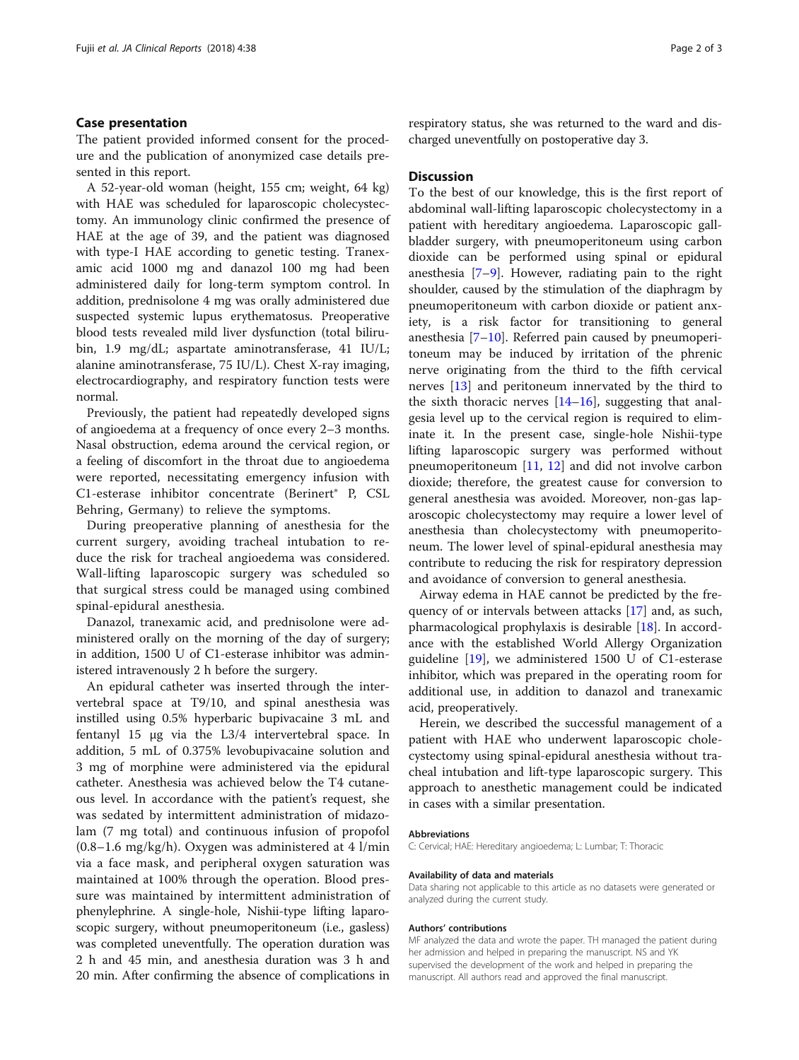## Case presentation

The patient provided informed consent for the procedure and the publication of anonymized case details presented in this report.

A 52-year-old woman (height, 155 cm; weight, 64 kg) with HAE was scheduled for laparoscopic cholecystectomy. An immunology clinic confirmed the presence of HAE at the age of 39, and the patient was diagnosed with type-I HAE according to genetic testing. Tranexamic acid 1000 mg and danazol 100 mg had been administered daily for long-term symptom control. In addition, prednisolone 4 mg was orally administered due suspected systemic lupus erythematosus. Preoperative blood tests revealed mild liver dysfunction (total bilirubin, 1.9 mg/dL; aspartate aminotransferase, 41 IU/L; alanine aminotransferase, 75 IU/L). Chest X-ray imaging, electrocardiography, and respiratory function tests were normal.

Previously, the patient had repeatedly developed signs of angioedema at a frequency of once every 2–3 months. Nasal obstruction, edema around the cervical region, or a feeling of discomfort in the throat due to angioedema were reported, necessitating emergency infusion with C1-esterase inhibitor concentrate (Berinert® P, CSL Behring, Germany) to relieve the symptoms.

During preoperative planning of anesthesia for the current surgery, avoiding tracheal intubation to reduce the risk for tracheal angioedema was considered. Wall-lifting laparoscopic surgery was scheduled so that surgical stress could be managed using combined spinal-epidural anesthesia.

Danazol, tranexamic acid, and prednisolone were administered orally on the morning of the day of surgery; in addition, 1500 U of C1-esterase inhibitor was administered intravenously 2 h before the surgery.

An epidural catheter was inserted through the intervertebral space at T9/10, and spinal anesthesia was instilled using 0.5% hyperbaric bupivacaine 3 mL and fentanyl 15 μg via the L3/4 intervertebral space. In addition, 5 mL of 0.375% levobupivacaine solution and 3 mg of morphine were administered via the epidural catheter. Anesthesia was achieved below the T4 cutaneous level. In accordance with the patient's request, she was sedated by intermittent administration of midazolam (7 mg total) and continuous infusion of propofol (0.8–1.6 mg/kg/h). Oxygen was administered at 4 l/min via a face mask, and peripheral oxygen saturation was maintained at 100% through the operation. Blood pressure was maintained by intermittent administration of phenylephrine. A single-hole, Nishii-type lifting laparoscopic surgery, without pneumoperitoneum (i.e., gasless) was completed uneventfully. The operation duration was 2 h and 45 min, and anesthesia duration was 3 h and 20 min. After confirming the absence of complications in respiratory status, she was returned to the ward and discharged uneventfully on postoperative day 3.

## Discussion

To the best of our knowledge, this is the first report of abdominal wall-lifting laparoscopic cholecystectomy in a patient with hereditary angioedema. Laparoscopic gallbladder surgery, with pneumoperitoneum using carbon dioxide can be performed using spinal or epidural anesthesia [7–9]. However, radiating pain to the right shoulder, caused by the stimulation of the diaphragm by pneumoperitoneum with carbon dioxide or patient anxiety, is a risk factor for transitioning to general anesthesia [7–10]. Referred pain caused by pneumoperitoneum may be induced by irritation of the phrenic nerve originating from the third to the fifth cervical nerves [13] and peritoneum innervated by the third to the sixth thoracic nerves [14–16], suggesting that analgesia level up to the cervical region is required to eliminate it. In the present case, single-hole Nishii-type lifting laparoscopic surgery was performed without pneumoperitoneum [11, 12] and did not involve carbon dioxide; therefore, the greatest cause for conversion to general anesthesia was avoided. Moreover, non-gas laparoscopic cholecystectomy may require a lower level of anesthesia than cholecystectomy with pneumoperitoneum. The lower level of spinal-epidural anesthesia may contribute to reducing the risk for respiratory depression and avoidance of conversion to general anesthesia.

Airway edema in HAE cannot be predicted by the frequency of or intervals between attacks [17] and, as such, pharmacological prophylaxis is desirable [18]. In accordance with the established World Allergy Organization guideline [19], we administered 1500 U of C1-esterase inhibitor, which was prepared in the operating room for additional use, in addition to danazol and tranexamic acid, preoperatively.

Herein, we described the successful management of a patient with HAE who underwent laparoscopic cholecystectomy using spinal-epidural anesthesia without tracheal intubation and lift-type laparoscopic surgery. This approach to anesthetic management could be indicated in cases with a similar presentation.

#### Abbreviations

C: Cervical; HAE: Hereditary angioedema; L: Lumbar; T: Thoracic

#### Availability of data and materials

Data sharing not applicable to this article as no datasets were generated or analyzed during the current study.

#### Authors' contributions

MF analyzed the data and wrote the paper. TH managed the patient during her admission and helped in preparing the manuscript. NS and YK supervised the development of the work and helped in preparing the manuscript. All authors read and approved the final manuscript.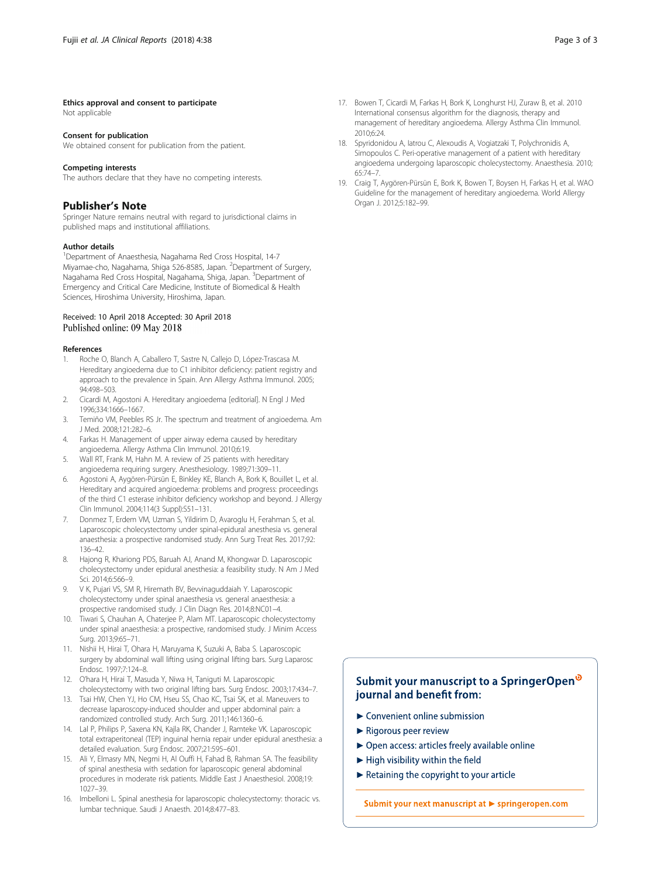#### Ethics approval and consent to participate
Not applicable

#### Consent for publication
We obtained consent for publication from the patient.

#### Competing interests
The authors declare that they have no competing interests.

## Publisher's Note
Springer Nature remains neutral with regard to jurisdictional claims in published maps and institutional affiliations.

#### Author details
[1]Department of Anaesthesia, Nagahama Red Cross Hospital, 14-7 Miyamae-cho, Nagahama, Shiga 526-8585, Japan. [2]Department of Surgery, Nagahama Red Cross Hospital, Nagahama, Shiga, Japan. [3]Department of Emergency and Critical Care Medicine, Institute of Biomedical & Health Sciences, Hiroshima University, Hiroshima, Japan.

Received: 10 April 2018 Accepted: 30 April 2018
Published online: 09 May 2018

#### References
1. Roche O, Blanch A, Caballero T, Sastre N, Callejo D, López-Trascasa M. Hereditary angioedema due to C1 inhibitor deficiency: patient registry and approach to the prevalence in Spain. Ann Allergy Asthma Immunol. 2005; 94:498–503.
2. Cicardi M, Agostoni A. Hereditary angioedema [editorial]. N Engl J Med 1996;334:1666–1667.
3. Temiño VM, Peebles RS Jr. The spectrum and treatment of angioedema. Am J Med. 2008;121:282–6.
4. Farkas H. Management of upper airway edema caused by hereditary angioedema. Allergy Asthma Clin Immunol. 2010;6:19.
5. Wall RT, Frank M, Hahn M. A review of 25 patients with hereditary angioedema requiring surgery. Anesthesiology. 1989;71:309–11.
6. Agostoni A, Aygören-Pürsün E, Binkley KE, Blanch A, Bork K, Bouillet L, et al. Hereditary and acquired angioedema: problems and progress: proceedings of the third C1 esterase inhibitor deficiency workshop and beyond. J Allergy Clin Immunol. 2004;114(3 Suppl):S51–131.
7. Donmez T, Erdem VM, Uzman S, Yildirim D, Avaroglu H, Ferahman S, et al. Laparoscopic cholecystectomy under spinal-epidural anesthesia vs. general anaesthesia: a prospective randomised study. Ann Surg Treat Res. 2017;92: 136–42.
8. Hajong R, Khariong PDS, Baruah AJ, Anand M, Khongwar D. Laparoscopic cholecystectomy under epidural anesthesia: a feasibility study. N Am J Med Sci. 2014;6:566–9.
9. V K, Pujari VS, SM R, Hiremath BV, Bevvinaguddaiah Y. Laparoscopic cholecystectomy under spinal anaesthesia vs. general anaesthesia: a prospective randomised study. J Clin Diagn Res. 2014;8:NC01–4.
10. Tiwari S, Chauhan A, Chaterjee P, Alam MT. Laparoscopic cholecystectomy under spinal anaesthesia: a prospective, randomised study. J Minim Access Surg. 2013;9:65–71.
11. Nishii H, Hirai T, Ohara H, Maruyama K, Suzuki A, Baba S. Laparoscopic surgery by abdominal wall lifting using original lifting bars. Surg Laparosc Endosc. 1997;7:124–8.
12. O'hara H, Hirai T, Masuda Y, Niwa H, Taniguti M. Laparoscopic cholecystectomy with two original lifting bars. Surg Endosc. 2003;17:434–7.
13. Tsai HW, Chen YJ, Ho CM, Hseu SS, Chao KC, Tsai SK, et al. Maneuvers to decrease laparoscopy-induced shoulder and upper abdominal pain: a randomized controlled study. Arch Surg. 2011;146:1360–6.
14. Lal P, Philips P, Saxena KN, Kajla RK, Chander J, Ramteke VK. Laparoscopic total extraperitoneal (TEP) inguinal hernia repair under epidural anesthesia: a detailed evaluation. Surg Endosc. 2007;21:595–601.
15. Ali Y, Elmasry MN, Negmi H, Al Ouffi H, Fahad B, Rahman SA. The feasibility of spinal anesthesia with sedation for laparoscopic general abdominal procedures in moderate risk patients. Middle East J Anaesthesiol. 2008;19: 1027–39.
16. Imbelloni L. Spinal anesthesia for laparoscopic cholecystectomy: thoracic vs. lumbar technique. Saudi J Anaesth. 2014;8:477–83.
17. Bowen T, Cicardi M, Farkas H, Bork K, Longhurst HJ, Zuraw B, et al. 2010 International consensus algorithm for the diagnosis, therapy and management of hereditary angioedema. Allergy Asthma Clin Immunol. 2010;6:24.
18. Spyridonidou A, Iatrou C, Alexoudis A, Vogiatzaki T, Polychronidis A, Simopoulos C. Peri-operative management of a patient with hereditary angioedema undergoing laparoscopic cholecystectomy. Anaesthesia. 2010; 65:74–7.
19. Craig T, Aygören-Pürsün E, Bork K, Bowen T, Boysen H, Farkas H, et al. WAO Guideline for the management of hereditary angioedema. World Allergy Organ J. 2012;5:182–99.

**Submit your manuscript to a SpringerOpen journal and benefit from:**

- Convenient online submission
- Rigorous peer review
- Open access: articles freely available online
- High visibility within the field
- Retaining the copyright to your article

Submit your next manuscript at ▶ springeropen.com